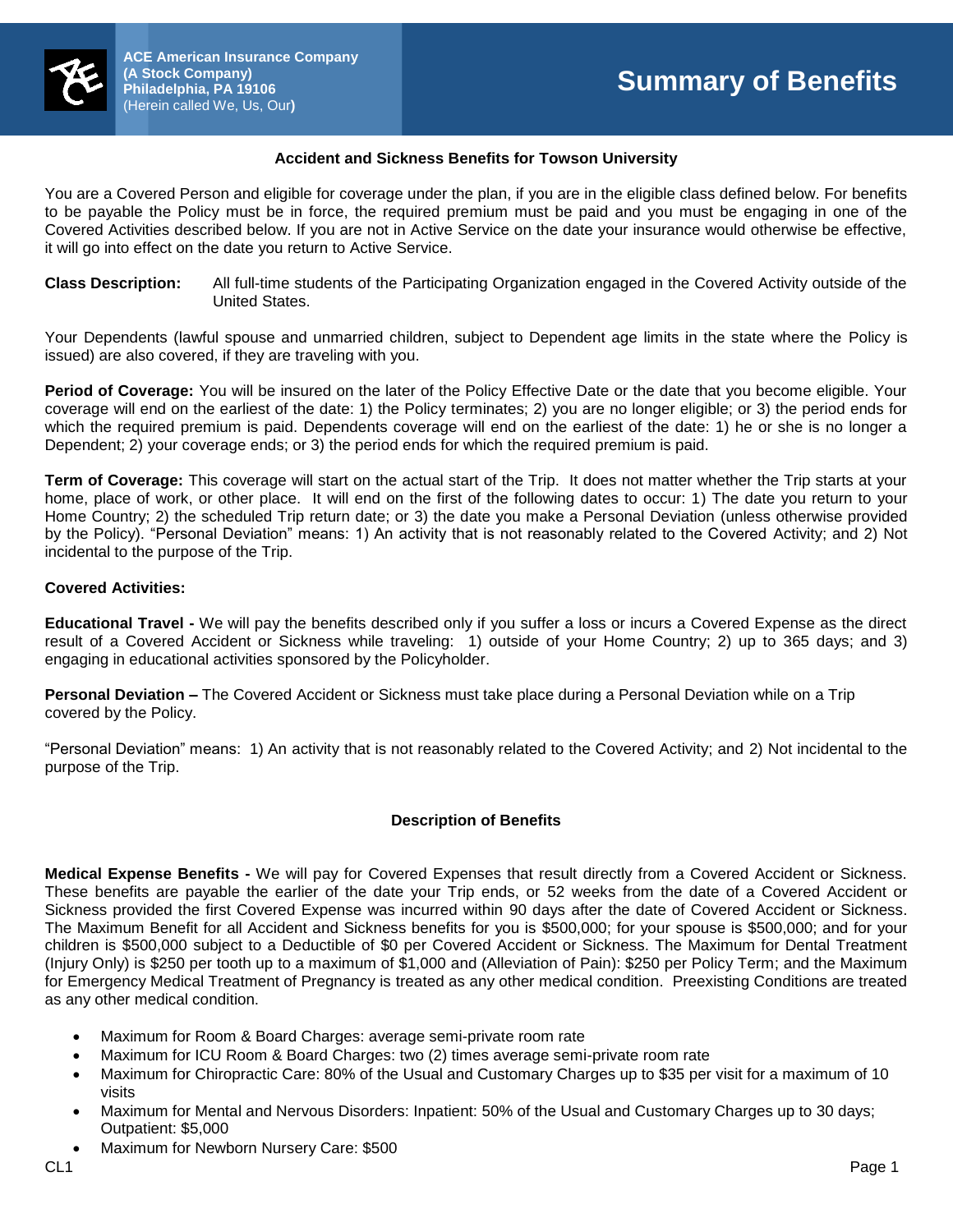**ACE American Insurance Company**
**(A Stock Company)**
**Philadelphia, PA 19106**
(Herein called We, Us, Our**)**

# Summary of Benefits

**Accident and Sickness Benefits for Towson University**

You are a Covered Person and eligible for coverage under the plan, if you are in the eligible class defined below. For benefits to be payable the Policy must be in force, the required premium must be paid and you must be engaging in one of the Covered Activities described below. If you are not in Active Service on the date your insurance would otherwise be effective, it will go into effect on the date you return to Active Service.

**Class Description:** All full-time students of the Participating Organization engaged in the Covered Activity outside of the United States.

Your Dependents (lawful spouse and unmarried children, subject to Dependent age limits in the state where the Policy is issued) are also covered, if they are traveling with you.

**Period of Coverage:** You will be insured on the later of the Policy Effective Date or the date that you become eligible. Your coverage will end on the earliest of the date: 1) the Policy terminates; 2) you are no longer eligible; or 3) the period ends for which the required premium is paid. Dependents coverage will end on the earliest of the date: 1) he or she is no longer a Dependent; 2) your coverage ends; or 3) the period ends for which the required premium is paid.

**Term of Coverage:** This coverage will start on the actual start of the Trip. It does not matter whether the Trip starts at your home, place of work, or other place. It will end on the first of the following dates to occur: 1) The date you return to your Home Country; 2) the scheduled Trip return date; or 3) the date you make a Personal Deviation (unless otherwise provided by the Policy). "Personal Deviation" means: 1) An activity that is not reasonably related to the Covered Activity; and 2) Not incidental to the purpose of the Trip.

**Covered Activities:**

**Educational Travel -** We will pay the benefits described only if you suffer a loss or incurs a Covered Expense as the direct result of a Covered Accident or Sickness while traveling: 1) outside of your Home Country; 2) up to 365 days; and 3) engaging in educational activities sponsored by the Policyholder.

**Personal Deviation –** The Covered Accident or Sickness must take place during a Personal Deviation while on a Trip covered by the Policy.

"Personal Deviation" means: 1) An activity that is not reasonably related to the Covered Activity; and 2) Not incidental to the purpose of the Trip.

## Description of Benefits

**Medical Expense Benefits -** We will pay for Covered Expenses that result directly from a Covered Accident or Sickness. These benefits are payable the earlier of the date your Trip ends, or 52 weeks from the date of a Covered Accident or Sickness provided the first Covered Expense was incurred within 90 days after the date of Covered Accident or Sickness. The Maximum Benefit for all Accident and Sickness benefits for you is $500,000; for your spouse is $500,000; and for your children is $500,000 subject to a Deductible of $0 per Covered Accident or Sickness. The Maximum for Dental Treatment (Injury Only) is $250 per tooth up to a maximum of $1,000 and (Alleviation of Pain): $250 per Policy Term; and the Maximum for Emergency Medical Treatment of Pregnancy is treated as any other medical condition. Preexisting Conditions are treated as any other medical condition.

- Maximum for Room & Board Charges: average semi-private room rate
- Maximum for ICU Room & Board Charges: two (2) times average semi-private room rate
- Maximum for Chiropractic Care: 80% of the Usual and Customary Charges up to $35 per visit for a maximum of 10 visits
- Maximum for Mental and Nervous Disorders: Inpatient: 50% of the Usual and Customary Charges up to 30 days; Outpatient: $5,000
- Maximum for Newborn Nursery Care: $500

CL1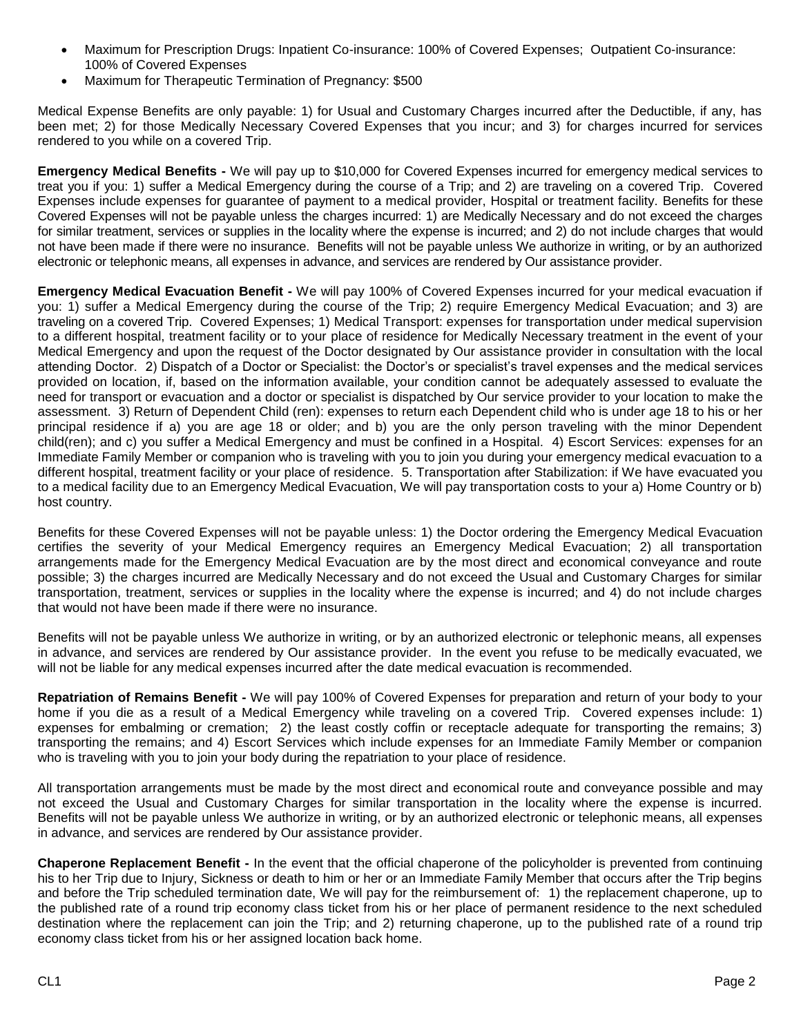- Maximum for Prescription Drugs: Inpatient Co-insurance: 100% of Covered Expenses; Outpatient Co-insurance: 100% of Covered Expenses
- Maximum for Therapeutic Termination of Pregnancy: $500

Medical Expense Benefits are only payable: 1) for Usual and Customary Charges incurred after the Deductible, if any, has been met; 2) for those Medically Necessary Covered Expenses that you incur; and 3) for charges incurred for services rendered to you while on a covered Trip.

**Emergency Medical Benefits -** We will pay up to $10,000 for Covered Expenses incurred for emergency medical services to treat you if you: 1) suffer a Medical Emergency during the course of a Trip; and 2) are traveling on a covered Trip. Covered Expenses include expenses for guarantee of payment to a medical provider, Hospital or treatment facility. Benefits for these Covered Expenses will not be payable unless the charges incurred: 1) are Medically Necessary and do not exceed the charges for similar treatment, services or supplies in the locality where the expense is incurred; and 2) do not include charges that would not have been made if there were no insurance. Benefits will not be payable unless We authorize in writing, or by an authorized electronic or telephonic means, all expenses in advance, and services are rendered by Our assistance provider.

**Emergency Medical Evacuation Benefit -** We will pay 100% of Covered Expenses incurred for your medical evacuation if you: 1) suffer a Medical Emergency during the course of the Trip; 2) require Emergency Medical Evacuation; and 3) are traveling on a covered Trip. Covered Expenses; 1) Medical Transport: expenses for transportation under medical supervision to a different hospital, treatment facility or to your place of residence for Medically Necessary treatment in the event of your Medical Emergency and upon the request of the Doctor designated by Our assistance provider in consultation with the local attending Doctor. 2) Dispatch of a Doctor or Specialist: the Doctor's or specialist's travel expenses and the medical services provided on location, if, based on the information available, your condition cannot be adequately assessed to evaluate the need for transport or evacuation and a doctor or specialist is dispatched by Our service provider to your location to make the assessment. 3) Return of Dependent Child (ren): expenses to return each Dependent child who is under age 18 to his or her principal residence if a) you are age 18 or older; and b) you are the only person traveling with the minor Dependent child(ren); and c) you suffer a Medical Emergency and must be confined in a Hospital. 4) Escort Services: expenses for an Immediate Family Member or companion who is traveling with you to join you during your emergency medical evacuation to a different hospital, treatment facility or your place of residence. 5. Transportation after Stabilization: if We have evacuated you to a medical facility due to an Emergency Medical Evacuation, We will pay transportation costs to your a) Home Country or b) host country.

Benefits for these Covered Expenses will not be payable unless: 1) the Doctor ordering the Emergency Medical Evacuation certifies the severity of your Medical Emergency requires an Emergency Medical Evacuation; 2) all transportation arrangements made for the Emergency Medical Evacuation are by the most direct and economical conveyance and route possible; 3) the charges incurred are Medically Necessary and do not exceed the Usual and Customary Charges for similar transportation, treatment, services or supplies in the locality where the expense is incurred; and 4) do not include charges that would not have been made if there were no insurance.

Benefits will not be payable unless We authorize in writing, or by an authorized electronic or telephonic means, all expenses in advance, and services are rendered by Our assistance provider. In the event you refuse to be medically evacuated, we will not be liable for any medical expenses incurred after the date medical evacuation is recommended.

**Repatriation of Remains Benefit -** We will pay 100% of Covered Expenses for preparation and return of your body to your home if you die as a result of a Medical Emergency while traveling on a covered Trip. Covered expenses include: 1) expenses for embalming or cremation; 2) the least costly coffin or receptacle adequate for transporting the remains; 3) transporting the remains; and 4) Escort Services which include expenses for an Immediate Family Member or companion who is traveling with you to join your body during the repatriation to your place of residence.

All transportation arrangements must be made by the most direct and economical route and conveyance possible and may not exceed the Usual and Customary Charges for similar transportation in the locality where the expense is incurred. Benefits will not be payable unless We authorize in writing, or by an authorized electronic or telephonic means, all expenses in advance, and services are rendered by Our assistance provider.

**Chaperone Replacement Benefit -** In the event that the official chaperone of the policyholder is prevented from continuing his to her Trip due to Injury, Sickness or death to him or her or an Immediate Family Member that occurs after the Trip begins and before the Trip scheduled termination date, We will pay for the reimbursement of: 1) the replacement chaperone, up to the published rate of a round trip economy class ticket from his or her place of permanent residence to the next scheduled destination where the replacement can join the Trip; and 2) returning chaperone, up to the published rate of a round trip economy class ticket from his or her assigned location back home.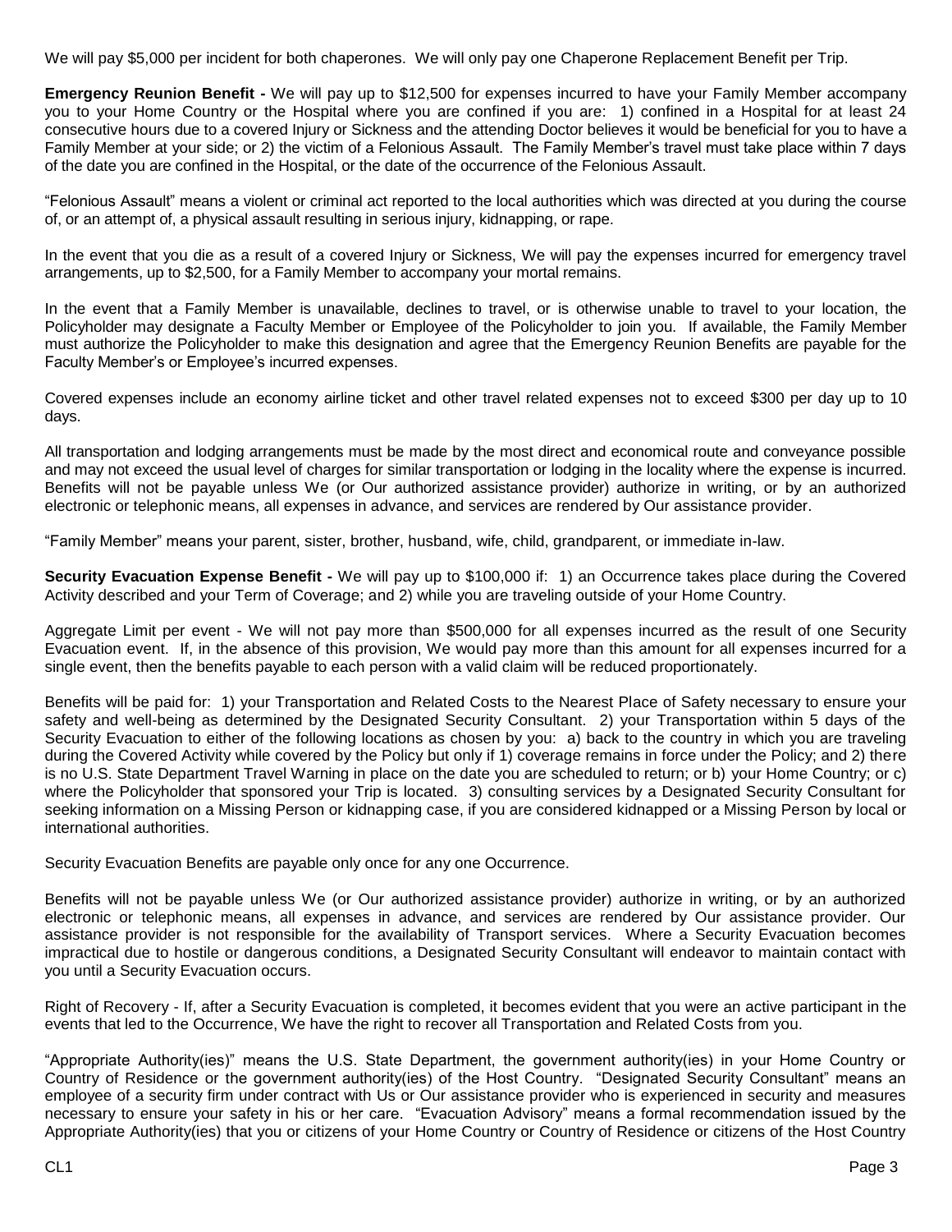We will pay $5,000 per incident for both chaperones. We will only pay one Chaperone Replacement Benefit per Trip.

**Emergency Reunion Benefit -** We will pay up to $12,500 for expenses incurred to have your Family Member accompany you to your Home Country or the Hospital where you are confined if you are: 1) confined in a Hospital for at least 24 consecutive hours due to a covered Injury or Sickness and the attending Doctor believes it would be beneficial for you to have a Family Member at your side; or 2) the victim of a Felonious Assault. The Family Member's travel must take place within 7 days of the date you are confined in the Hospital, or the date of the occurrence of the Felonious Assault.

"Felonious Assault" means a violent or criminal act reported to the local authorities which was directed at you during the course of, or an attempt of, a physical assault resulting in serious injury, kidnapping, or rape.

In the event that you die as a result of a covered Injury or Sickness, We will pay the expenses incurred for emergency travel arrangements, up to $2,500, for a Family Member to accompany your mortal remains.

In the event that a Family Member is unavailable, declines to travel, or is otherwise unable to travel to your location, the Policyholder may designate a Faculty Member or Employee of the Policyholder to join you. If available, the Family Member must authorize the Policyholder to make this designation and agree that the Emergency Reunion Benefits are payable for the Faculty Member's or Employee's incurred expenses.

Covered expenses include an economy airline ticket and other travel related expenses not to exceed $300 per day up to 10 days.

All transportation and lodging arrangements must be made by the most direct and economical route and conveyance possible and may not exceed the usual level of charges for similar transportation or lodging in the locality where the expense is incurred. Benefits will not be payable unless We (or Our authorized assistance provider) authorize in writing, or by an authorized electronic or telephonic means, all expenses in advance, and services are rendered by Our assistance provider.

"Family Member" means your parent, sister, brother, husband, wife, child, grandparent, or immediate in-law.

**Security Evacuation Expense Benefit -** We will pay up to $100,000 if: 1) an Occurrence takes place during the Covered Activity described and your Term of Coverage; and 2) while you are traveling outside of your Home Country.

Aggregate Limit per event - We will not pay more than $500,000 for all expenses incurred as the result of one Security Evacuation event. If, in the absence of this provision, We would pay more than this amount for all expenses incurred for a single event, then the benefits payable to each person with a valid claim will be reduced proportionately.

Benefits will be paid for: 1) your Transportation and Related Costs to the Nearest Place of Safety necessary to ensure your safety and well-being as determined by the Designated Security Consultant. 2) your Transportation within 5 days of the Security Evacuation to either of the following locations as chosen by you: a) back to the country in which you are traveling during the Covered Activity while covered by the Policy but only if 1) coverage remains in force under the Policy; and 2) there is no U.S. State Department Travel Warning in place on the date you are scheduled to return; or b) your Home Country; or c) where the Policyholder that sponsored your Trip is located. 3) consulting services by a Designated Security Consultant for seeking information on a Missing Person or kidnapping case, if you are considered kidnapped or a Missing Person by local or international authorities.

Security Evacuation Benefits are payable only once for any one Occurrence.

Benefits will not be payable unless We (or Our authorized assistance provider) authorize in writing, or by an authorized electronic or telephonic means, all expenses in advance, and services are rendered by Our assistance provider. Our assistance provider is not responsible for the availability of Transport services. Where a Security Evacuation becomes impractical due to hostile or dangerous conditions, a Designated Security Consultant will endeavor to maintain contact with you until a Security Evacuation occurs.

Right of Recovery - If, after a Security Evacuation is completed, it becomes evident that you were an active participant in the events that led to the Occurrence, We have the right to recover all Transportation and Related Costs from you.

"Appropriate Authority(ies)" means the U.S. State Department, the government authority(ies) in your Home Country or Country of Residence or the government authority(ies) of the Host Country. "Designated Security Consultant" means an employee of a security firm under contract with Us or Our assistance provider who is experienced in security and measures necessary to ensure your safety in his or her care. "Evacuation Advisory" means a formal recommendation issued by the Appropriate Authority(ies) that you or citizens of your Home Country or Country of Residence or citizens of the Host Country

CL1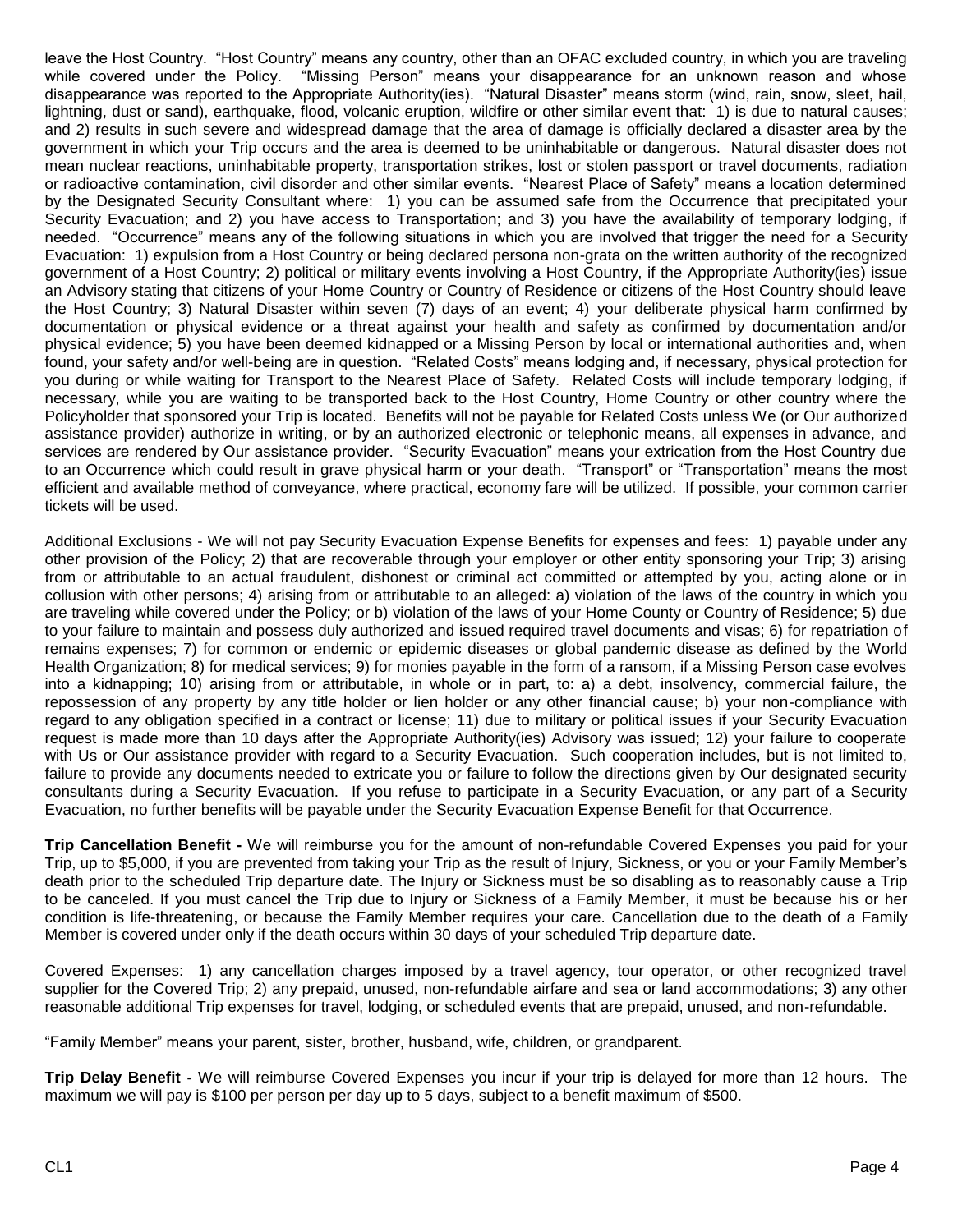leave the Host Country. "Host Country" means any country, other than an OFAC excluded country, in which you are traveling while covered under the Policy. "Missing Person" means your disappearance for an unknown reason and whose disappearance was reported to the Appropriate Authority(ies). "Natural Disaster" means storm (wind, rain, snow, sleet, hail, lightning, dust or sand), earthquake, flood, volcanic eruption, wildfire or other similar event that: 1) is due to natural causes; and 2) results in such severe and widespread damage that the area of damage is officially declared a disaster area by the government in which your Trip occurs and the area is deemed to be uninhabitable or dangerous. Natural disaster does not mean nuclear reactions, uninhabitable property, transportation strikes, lost or stolen passport or travel documents, radiation or radioactive contamination, civil disorder and other similar events. "Nearest Place of Safety" means a location determined by the Designated Security Consultant where: 1) you can be assumed safe from the Occurrence that precipitated your Security Evacuation; and 2) you have access to Transportation; and 3) you have the availability of temporary lodging, if needed. "Occurrence" means any of the following situations in which you are involved that trigger the need for a Security Evacuation: 1) expulsion from a Host Country or being declared persona non-grata on the written authority of the recognized government of a Host Country; 2) political or military events involving a Host Country, if the Appropriate Authority(ies) issue an Advisory stating that citizens of your Home Country or Country of Residence or citizens of the Host Country should leave the Host Country; 3) Natural Disaster within seven (7) days of an event; 4) your deliberate physical harm confirmed by documentation or physical evidence or a threat against your health and safety as confirmed by documentation and/or physical evidence; 5) you have been deemed kidnapped or a Missing Person by local or international authorities and, when found, your safety and/or well-being are in question. "Related Costs" means lodging and, if necessary, physical protection for you during or while waiting for Transport to the Nearest Place of Safety. Related Costs will include temporary lodging, if necessary, while you are waiting to be transported back to the Host Country, Home Country or other country where the Policyholder that sponsored your Trip is located. Benefits will not be payable for Related Costs unless We (or Our authorized assistance provider) authorize in writing, or by an authorized electronic or telephonic means, all expenses in advance, and services are rendered by Our assistance provider. "Security Evacuation" means your extrication from the Host Country due to an Occurrence which could result in grave physical harm or your death. "Transport" or "Transportation" means the most efficient and available method of conveyance, where practical, economy fare will be utilized. If possible, your common carrier tickets will be used.

Additional Exclusions - We will not pay Security Evacuation Expense Benefits for expenses and fees: 1) payable under any other provision of the Policy; 2) that are recoverable through your employer or other entity sponsoring your Trip; 3) arising from or attributable to an actual fraudulent, dishonest or criminal act committed or attempted by you, acting alone or in collusion with other persons; 4) arising from or attributable to an alleged: a) violation of the laws of the country in which you are traveling while covered under the Policy; or b) violation of the laws of your Home County or Country of Residence; 5) due to your failure to maintain and possess duly authorized and issued required travel documents and visas; 6) for repatriation of remains expenses; 7) for common or endemic or epidemic diseases or global pandemic disease as defined by the World Health Organization; 8) for medical services; 9) for monies payable in the form of a ransom, if a Missing Person case evolves into a kidnapping; 10) arising from or attributable, in whole or in part, to: a) a debt, insolvency, commercial failure, the repossession of any property by any title holder or lien holder or any other financial cause; b) your non-compliance with regard to any obligation specified in a contract or license; 11) due to military or political issues if your Security Evacuation request is made more than 10 days after the Appropriate Authority(ies) Advisory was issued; 12) your failure to cooperate with Us or Our assistance provider with regard to a Security Evacuation. Such cooperation includes, but is not limited to, failure to provide any documents needed to extricate you or failure to follow the directions given by Our designated security consultants during a Security Evacuation. If you refuse to participate in a Security Evacuation, or any part of a Security Evacuation, no further benefits will be payable under the Security Evacuation Expense Benefit for that Occurrence.

**Trip Cancellation Benefit -** We will reimburse you for the amount of non-refundable Covered Expenses you paid for your Trip, up to $5,000, if you are prevented from taking your Trip as the result of Injury, Sickness, or you or your Family Member's death prior to the scheduled Trip departure date. The Injury or Sickness must be so disabling as to reasonably cause a Trip to be canceled. If you must cancel the Trip due to Injury or Sickness of a Family Member, it must be because his or her condition is life-threatening, or because the Family Member requires your care. Cancellation due to the death of a Family Member is covered under only if the death occurs within 30 days of your scheduled Trip departure date.

Covered Expenses: 1) any cancellation charges imposed by a travel agency, tour operator, or other recognized travel supplier for the Covered Trip; 2) any prepaid, unused, non-refundable airfare and sea or land accommodations; 3) any other reasonable additional Trip expenses for travel, lodging, or scheduled events that are prepaid, unused, and non-refundable.

"Family Member" means your parent, sister, brother, husband, wife, children, or grandparent.

**Trip Delay Benefit -** We will reimburse Covered Expenses you incur if your trip is delayed for more than 12 hours. The maximum we will pay is $100 per person per day up to 5 days, subject to a benefit maximum of $500.

CL1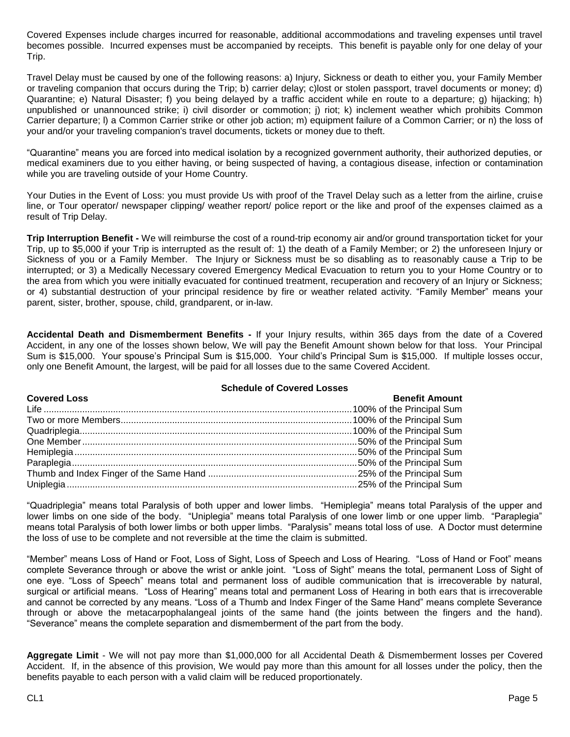Covered Expenses include charges incurred for reasonable, additional accommodations and traveling expenses until travel becomes possible. Incurred expenses must be accompanied by receipts. This benefit is payable only for one delay of your Trip.

Travel Delay must be caused by one of the following reasons: a) Injury, Sickness or death to either you, your Family Member or traveling companion that occurs during the Trip; b) carrier delay; c)lost or stolen passport, travel documents or money; d) Quarantine; e) Natural Disaster; f) you being delayed by a traffic accident while en route to a departure; g) hijacking; h) unpublished or unannounced strike; i) civil disorder or commotion; j) riot; k) inclement weather which prohibits Common Carrier departure; l) a Common Carrier strike or other job action; m) equipment failure of a Common Carrier; or n) the loss of your and/or your traveling companion's travel documents, tickets or money due to theft.

"Quarantine" means you are forced into medical isolation by a recognized government authority, their authorized deputies, or medical examiners due to you either having, or being suspected of having, a contagious disease, infection or contamination while you are traveling outside of your Home Country.

Your Duties in the Event of Loss: you must provide Us with proof of the Travel Delay such as a letter from the airline, cruise line, or Tour operator/ newspaper clipping/ weather report/ police report or the like and proof of the expenses claimed as a result of Trip Delay.

**Trip Interruption Benefit -** We will reimburse the cost of a round-trip economy air and/or ground transportation ticket for your Trip, up to $5,000 if your Trip is interrupted as the result of: 1) the death of a Family Member; or 2) the unforeseen Injury or Sickness of you or a Family Member. The Injury or Sickness must be so disabling as to reasonably cause a Trip to be interrupted; or 3) a Medically Necessary covered Emergency Medical Evacuation to return you to your Home Country or to the area from which you were initially evacuated for continued treatment, recuperation and recovery of an Injury or Sickness; or 4) substantial destruction of your principal residence by fire or weather related activity. "Family Member" means your parent, sister, brother, spouse, child, grandparent, or in-law.

**Accidental Death and Dismemberment Benefits -** If your Injury results, within 365 days from the date of a Covered Accident, in any one of the losses shown below, We will pay the Benefit Amount shown below for that loss. Your Principal Sum is $15,000. Your spouse's Principal Sum is $15,000. Your child's Principal Sum is $15,000. If multiple losses occur, only one Benefit Amount, the largest, will be paid for all losses due to the same Covered Accident.

**Schedule of Covered Losses**

| Covered Loss | Benefit Amount |
|---|---|
| Life | 100% of the Principal Sum |
| Two or more Members | 100% of the Principal Sum |
| Quadriplegia | 100% of the Principal Sum |
| One Member | 50% of the Principal Sum |
| Hemiplegia | 50% of the Principal Sum |
| Paraplegia | 50% of the Principal Sum |
| Thumb and Index Finger of the Same Hand | 25% of the Principal Sum |
| Uniplegia | 25% of the Principal Sum |

"Quadriplegia" means total Paralysis of both upper and lower limbs. "Hemiplegia" means total Paralysis of the upper and lower limbs on one side of the body. "Uniplegia" means total Paralysis of one lower limb or one upper limb. "Paraplegia" means total Paralysis of both lower limbs or both upper limbs. "Paralysis" means total loss of use. A Doctor must determine the loss of use to be complete and not reversible at the time the claim is submitted.

"Member" means Loss of Hand or Foot, Loss of Sight, Loss of Speech and Loss of Hearing. "Loss of Hand or Foot" means complete Severance through or above the wrist or ankle joint. "Loss of Sight" means the total, permanent Loss of Sight of one eye. "Loss of Speech" means total and permanent loss of audible communication that is irrecoverable by natural, surgical or artificial means. "Loss of Hearing" means total and permanent Loss of Hearing in both ears that is irrecoverable and cannot be corrected by any means. "Loss of a Thumb and Index Finger of the Same Hand" means complete Severance through or above the metacarpophalangeal joints of the same hand (the joints between the fingers and the hand). "Severance" means the complete separation and dismemberment of the part from the body.

**Aggregate Limit** - We will not pay more than $1,000,000 for all Accidental Death & Dismemberment losses per Covered Accident. If, in the absence of this provision, We would pay more than this amount for all losses under the policy, then the benefits payable to each person with a valid claim will be reduced proportionately.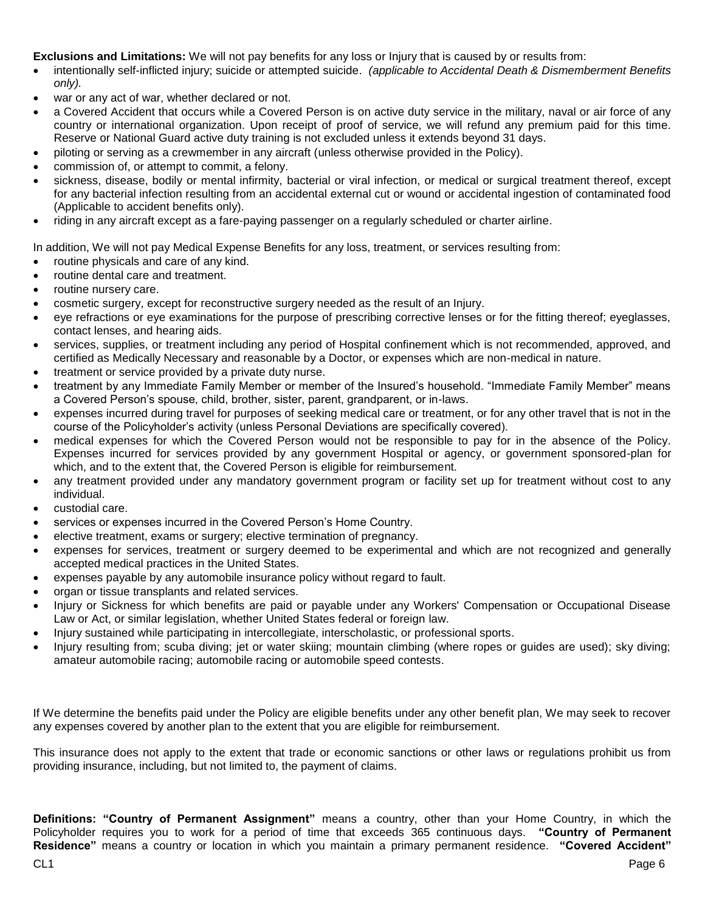**Exclusions and Limitations:** We will not pay benefits for any loss or Injury that is caused by or results from:

- intentionally self-inflicted injury; suicide or attempted suicide. *(applicable to Accidental Death & Dismemberment Benefits only).*
- war or any act of war, whether declared or not.
- a Covered Accident that occurs while a Covered Person is on active duty service in the military, naval or air force of any country or international organization. Upon receipt of proof of service, we will refund any premium paid for this time. Reserve or National Guard active duty training is not excluded unless it extends beyond 31 days.
- piloting or serving as a crewmember in any aircraft (unless otherwise provided in the Policy).
- commission of, or attempt to commit, a felony.
- sickness, disease, bodily or mental infirmity, bacterial or viral infection, or medical or surgical treatment thereof, except for any bacterial infection resulting from an accidental external cut or wound or accidental ingestion of contaminated food (Applicable to accident benefits only).
- riding in any aircraft except as a fare-paying passenger on a regularly scheduled or charter airline.

In addition, We will not pay Medical Expense Benefits for any loss, treatment, or services resulting from:

- routine physicals and care of any kind.
- routine dental care and treatment.
- routine nursery care.
- cosmetic surgery, except for reconstructive surgery needed as the result of an Injury.
- eye refractions or eye examinations for the purpose of prescribing corrective lenses or for the fitting thereof; eyeglasses, contact lenses, and hearing aids.
- services, supplies, or treatment including any period of Hospital confinement which is not recommended, approved, and certified as Medically Necessary and reasonable by a Doctor, or expenses which are non-medical in nature.
- treatment or service provided by a private duty nurse.
- treatment by any Immediate Family Member or member of the Insured's household. "Immediate Family Member" means a Covered Person's spouse, child, brother, sister, parent, grandparent, or in-laws.
- expenses incurred during travel for purposes of seeking medical care or treatment, or for any other travel that is not in the course of the Policyholder's activity (unless Personal Deviations are specifically covered).
- medical expenses for which the Covered Person would not be responsible to pay for in the absence of the Policy. Expenses incurred for services provided by any government Hospital or agency, or government sponsored-plan for which, and to the extent that, the Covered Person is eligible for reimbursement.
- any treatment provided under any mandatory government program or facility set up for treatment without cost to any individual.
- custodial care.
- services or expenses incurred in the Covered Person's Home Country.
- elective treatment, exams or surgery; elective termination of pregnancy.
- expenses for services, treatment or surgery deemed to be experimental and which are not recognized and generally accepted medical practices in the United States.
- expenses payable by any automobile insurance policy without regard to fault.
- organ or tissue transplants and related services.
- Injury or Sickness for which benefits are paid or payable under any Workers' Compensation or Occupational Disease Law or Act, or similar legislation, whether United States federal or foreign law.
- Injury sustained while participating in intercollegiate, interscholastic, or professional sports.
- Injury resulting from; scuba diving; jet or water skiing; mountain climbing (where ropes or guides are used); sky diving; amateur automobile racing; automobile racing or automobile speed contests.

If We determine the benefits paid under the Policy are eligible benefits under any other benefit plan, We may seek to recover any expenses covered by another plan to the extent that you are eligible for reimbursement.

This insurance does not apply to the extent that trade or economic sanctions or other laws or regulations prohibit us from providing insurance, including, but not limited to, the payment of claims.

**Definitions: "Country of Permanent Assignment"** means a country, other than your Home Country, in which the Policyholder requires you to work for a period of time that exceeds 365 continuous days. **"Country of Permanent Residence"** means a country or location in which you maintain a primary permanent residence. **"Covered Accident"**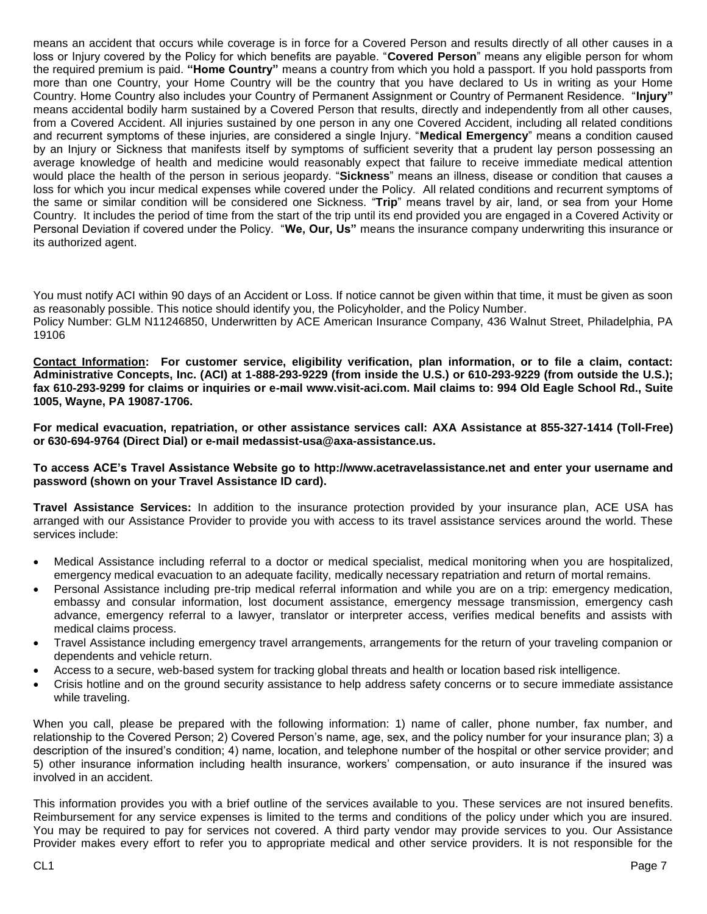means an accident that occurs while coverage is in force for a Covered Person and results directly of all other causes in a loss or Injury covered by the Policy for which benefits are payable. "**Covered Person**" means any eligible person for whom the required premium is paid. **"Home Country"** means a country from which you hold a passport. If you hold passports from more than one Country, your Home Country will be the country that you have declared to Us in writing as your Home Country. Home Country also includes your Country of Permanent Assignment or Country of Permanent Residence. "**Injury"** means accidental bodily harm sustained by a Covered Person that results, directly and independently from all other causes, from a Covered Accident. All injuries sustained by one person in any one Covered Accident, including all related conditions and recurrent symptoms of these injuries, are considered a single Injury. "**Medical Emergency**" means a condition caused by an Injury or Sickness that manifests itself by symptoms of sufficient severity that a prudent lay person possessing an average knowledge of health and medicine would reasonably expect that failure to receive immediate medical attention would place the health of the person in serious jeopardy. "**Sickness**" means an illness, disease or condition that causes a loss for which you incur medical expenses while covered under the Policy. All related conditions and recurrent symptoms of the same or similar condition will be considered one Sickness. "**Trip**" means travel by air, land, or sea from your Home Country. It includes the period of time from the start of the trip until its end provided you are engaged in a Covered Activity or Personal Deviation if covered under the Policy. "**We, Our, Us"** means the insurance company underwriting this insurance or its authorized agent.

You must notify ACI within 90 days of an Accident or Loss. If notice cannot be given within that time, it must be given as soon as reasonably possible. This notice should identify you, the Policyholder, and the Policy Number.
Policy Number: GLM N11246850, Underwritten by ACE American Insurance Company, 436 Walnut Street, Philadelphia, PA 19106

**<u>Contact Information</u>: For customer service, eligibility verification, plan information, or to file a claim, contact: Administrative Concepts, Inc. (ACI) at 1-888-293-9229 (from inside the U.S.) or 610-293-9229 (from outside the U.S.); fax 610-293-9299 for claims or inquiries or e-mail www.visit-aci.com. Mail claims to: 994 Old Eagle School Rd., Suite 1005, Wayne, PA 19087-1706.**

**For medical evacuation, repatriation, or other assistance services call: AXA Assistance at 855-327-1414 (Toll-Free) or 630-694-9764 (Direct Dial) or e-mail medassist-usa@axa-assistance.us.**

**To access ACE's Travel Assistance Website go to http://www.acetravelassistance.net and enter your username and password (shown on your Travel Assistance ID card).**

**Travel Assistance Services:** In addition to the insurance protection provided by your insurance plan, ACE USA has arranged with our Assistance Provider to provide you with access to its travel assistance services around the world. These services include:

- Medical Assistance including referral to a doctor or medical specialist, medical monitoring when you are hospitalized, emergency medical evacuation to an adequate facility, medically necessary repatriation and return of mortal remains.
- Personal Assistance including pre-trip medical referral information and while you are on a trip: emergency medication, embassy and consular information, lost document assistance, emergency message transmission, emergency cash advance, emergency referral to a lawyer, translator or interpreter access, verifies medical benefits and assists with medical claims process.
- Travel Assistance including emergency travel arrangements, arrangements for the return of your traveling companion or dependents and vehicle return.
- Access to a secure, web-based system for tracking global threats and health or location based risk intelligence.
- Crisis hotline and on the ground security assistance to help address safety concerns or to secure immediate assistance while traveling.

When you call, please be prepared with the following information: 1) name of caller, phone number, fax number, and relationship to the Covered Person; 2) Covered Person's name, age, sex, and the policy number for your insurance plan; 3) a description of the insured's condition; 4) name, location, and telephone number of the hospital or other service provider; and 5) other insurance information including health insurance, workers' compensation, or auto insurance if the insured was involved in an accident.

This information provides you with a brief outline of the services available to you. These services are not insured benefits. Reimbursement for any service expenses is limited to the terms and conditions of the policy under which you are insured. You may be required to pay for services not covered. A third party vendor may provide services to you. Our Assistance Provider makes every effort to refer you to appropriate medical and other service providers. It is not responsible for the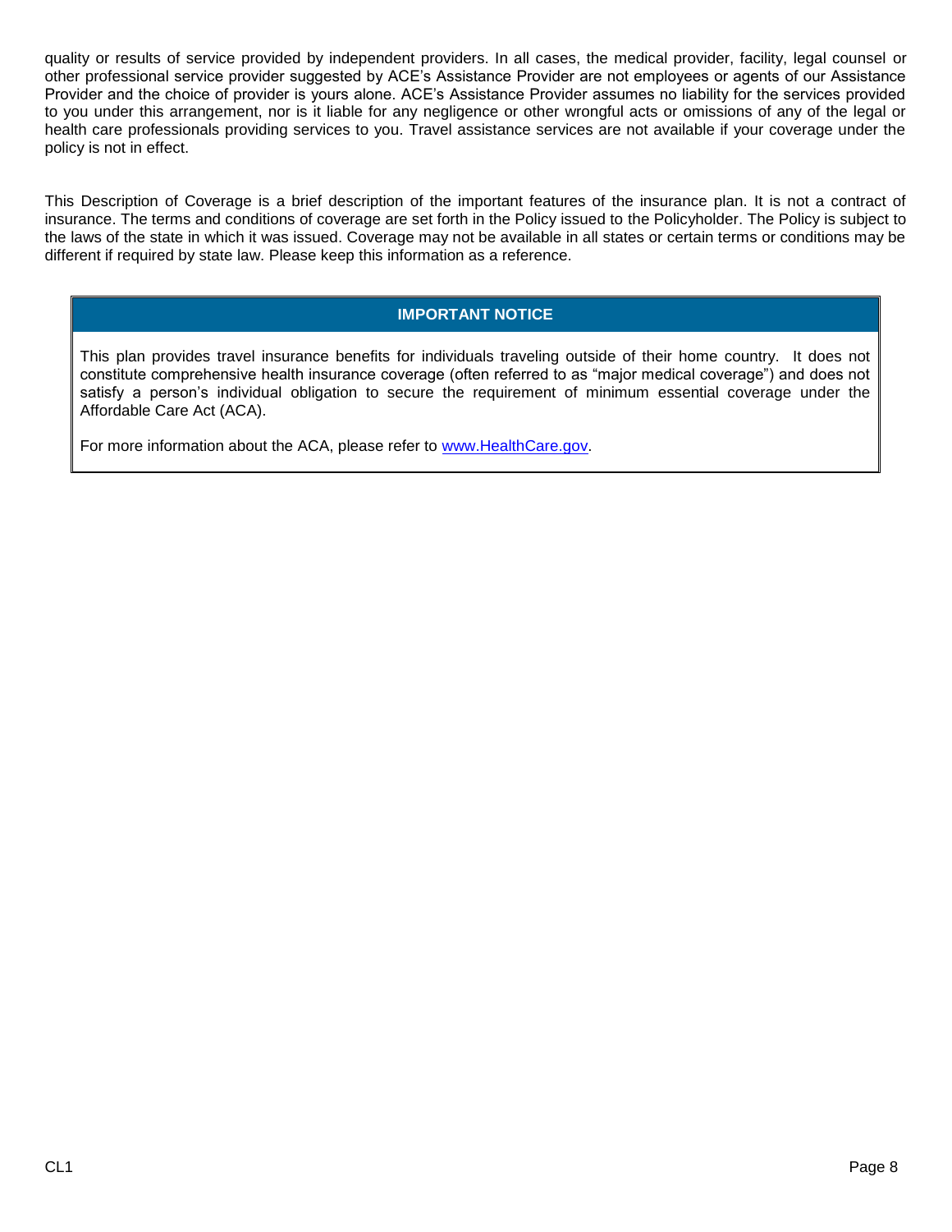quality or results of service provided by independent providers. In all cases, the medical provider, facility, legal counsel or other professional service provider suggested by ACE's Assistance Provider are not employees or agents of our Assistance Provider and the choice of provider is yours alone. ACE's Assistance Provider assumes no liability for the services provided to you under this arrangement, nor is it liable for any negligence or other wrongful acts or omissions of any of the legal or health care professionals providing services to you. Travel assistance services are not available if your coverage under the policy is not in effect.

This Description of Coverage is a brief description of the important features of the insurance plan. It is not a contract of insurance. The terms and conditions of coverage are set forth in the Policy issued to the Policyholder. The Policy is subject to the laws of the state in which it was issued. Coverage may not be available in all states or certain terms or conditions may be different if required by state law. Please keep this information as a reference.

**IMPORTANT NOTICE**

This plan provides travel insurance benefits for individuals traveling outside of their home country. It does not constitute comprehensive health insurance coverage (often referred to as "major medical coverage") and does not satisfy a person's individual obligation to secure the requirement of minimum essential coverage under the Affordable Care Act (ACA).

For more information about the ACA, please refer to [www.HealthCare.gov](http://www.HealthCare.gov).

CL1